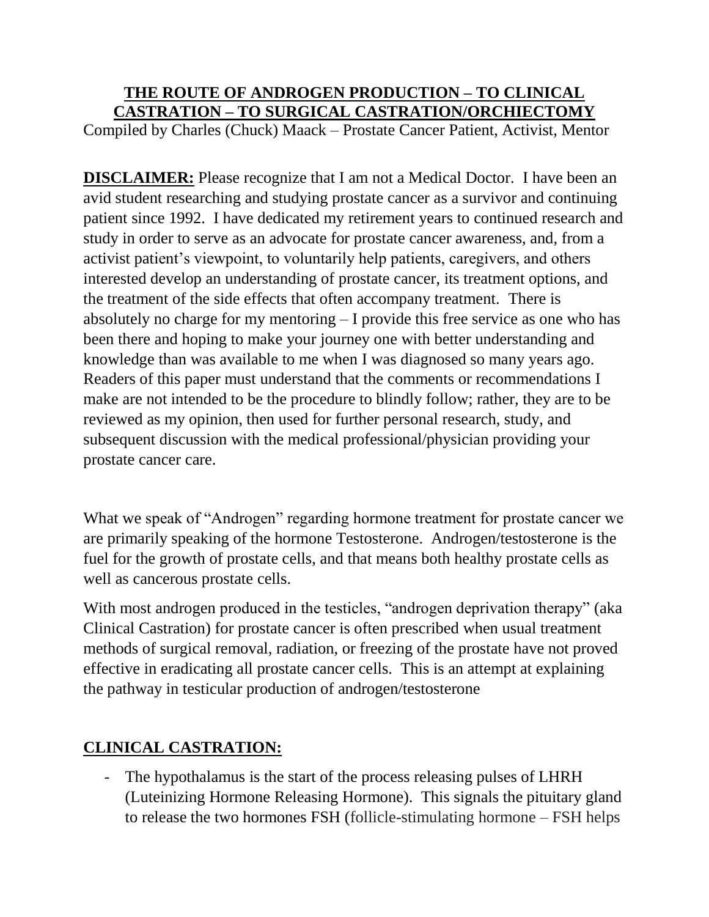# THE ROUTE OF ANDROGEN PRODUCTION – TO CLINICAL CASTRATION – TO SURGICAL CASTRATION/ORCHIECTOMY

Compiled by Charles (Chuck) Maack – Prostate Cancer Patient, Activist, Mentor

**DISCLAIMER:** Please recognize that I am not a Medical Doctor. I have been an avid student researching and studying prostate cancer as a survivor and continuing patient since 1992. I have dedicated my retirement years to continued research and study in order to serve as an advocate for prostate cancer awareness, and, from a activist patient's viewpoint, to voluntarily help patients, caregivers, and others interested develop an understanding of prostate cancer, its treatment options, and the treatment of the side effects that often accompany treatment. There is absolutely no charge for my mentoring – I provide this free service as one who has been there and hoping to make your journey one with better understanding and knowledge than was available to me when I was diagnosed so many years ago. Readers of this paper must understand that the comments or recommendations I make are not intended to be the procedure to blindly follow; rather, they are to be reviewed as my opinion, then used for further personal research, study, and subsequent discussion with the medical professional/physician providing your prostate cancer care.

What we speak of "Androgen" regarding hormone treatment for prostate cancer we are primarily speaking of the hormone Testosterone. Androgen/testosterone is the fuel for the growth of prostate cells, and that means both healthy prostate cells as well as cancerous prostate cells.

With most androgen produced in the testicles, "androgen deprivation therapy" (aka Clinical Castration) for prostate cancer is often prescribed when usual treatment methods of surgical removal, radiation, or freezing of the prostate have not proved effective in eradicating all prostate cancer cells. This is an attempt at explaining the pathway in testicular production of androgen/testosterone

## CLINICAL CASTRATION:

- The hypothalamus is the start of the process releasing pulses of LHRH (Luteinizing Hormone Releasing Hormone). This signals the pituitary gland to release the two hormones FSH (follicle-stimulating hormone – FSH helps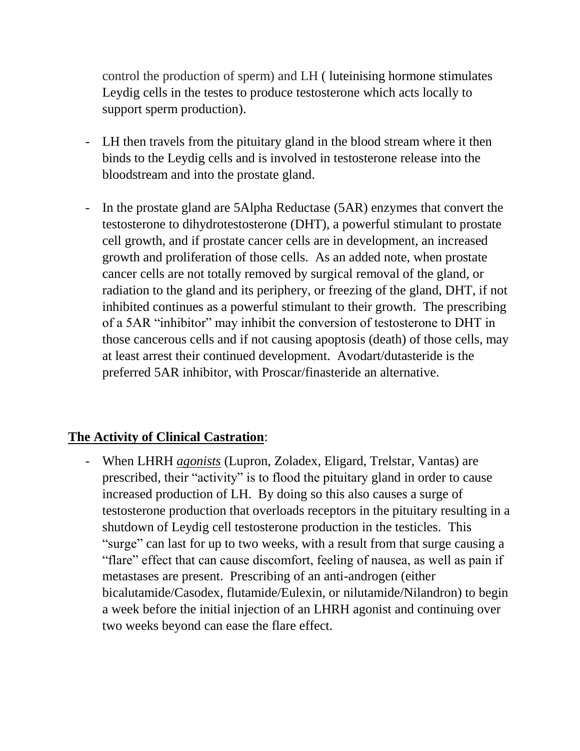control the production of sperm) and LH ( luteinising hormone stimulates Leydig cells in the testes to produce testosterone which acts locally to support sperm production).

- LH then travels from the pituitary gland in the blood stream where it then binds to the Leydig cells and is involved in testosterone release into the bloodstream and into the prostate gland.

- In the prostate gland are 5Alpha Reductase (5AR) enzymes that convert the testosterone to dihydrotestosterone (DHT), a powerful stimulant to prostate cell growth, and if prostate cancer cells are in development, an increased growth and proliferation of those cells. As an added note, when prostate cancer cells are not totally removed by surgical removal of the gland, or radiation to the gland and its periphery, or freezing of the gland, DHT, if not inhibited continues as a powerful stimulant to their growth. The prescribing of a 5AR "inhibitor" may inhibit the conversion of testosterone to DHT in those cancerous cells and if not causing apoptosis (death) of those cells, may at least arrest their continued development. Avodart/dutasteride is the preferred 5AR inhibitor, with Proscar/finasteride an alternative.

**The Activity of Clinical Castration**:

- When LHRH ***agonists*** (Lupron, Zoladex, Eligard, Trelstar, Vantas) are prescribed, their "activity" is to flood the pituitary gland in order to cause increased production of LH. By doing so this also causes a surge of testosterone production that overloads receptors in the pituitary resulting in a shutdown of Leydig cell testosterone production in the testicles. This "surge" can last for up to two weeks, with a result from that surge causing a "flare" effect that can cause discomfort, feeling of nausea, as well as pain if metastases are present. Prescribing of an anti-androgen (either bicalutamide/Casodex, flutamide/Eulexin, or nilutamide/Nilandron) to begin a week before the initial injection of an LHRH agonist and continuing over two weeks beyond can ease the flare effect.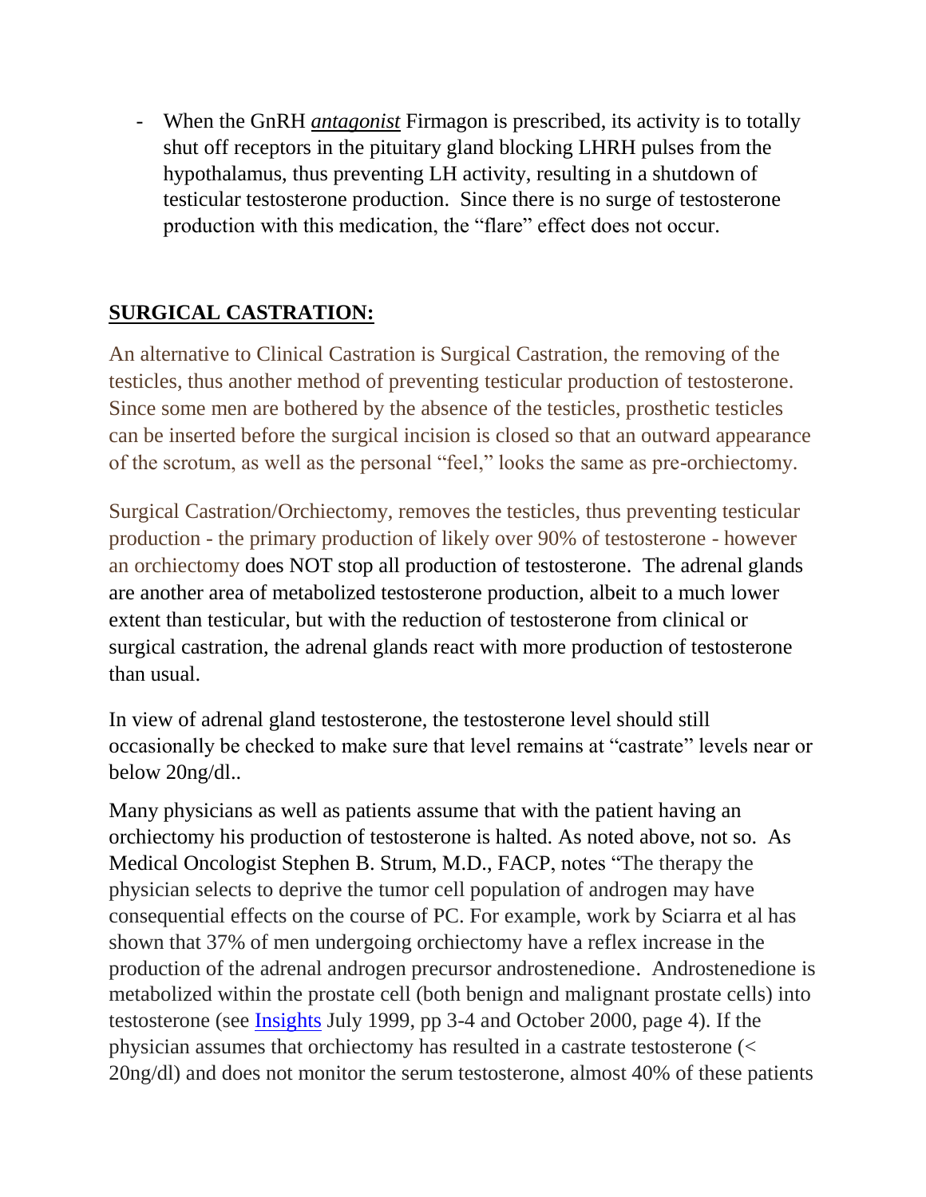- When the GnRH ***antagonist*** Firmagon is prescribed, its activity is to totally shut off receptors in the pituitary gland blocking LHRH pulses from the hypothalamus, thus preventing LH activity, resulting in a shutdown of testicular testosterone production. Since there is no surge of testosterone production with this medication, the "flare" effect does not occur.

## SURGICAL CASTRATION:

An alternative to Clinical Castration is Surgical Castration, the removing of the testicles, thus another method of preventing testicular production of testosterone. Since some men are bothered by the absence of the testicles, prosthetic testicles can be inserted before the surgical incision is closed so that an outward appearance of the scrotum, as well as the personal "feel," looks the same as pre-orchiectomy.

Surgical Castration/Orchiectomy, removes the testicles, thus preventing testicular production - the primary production of likely over 90% of testosterone - however an orchiectomy does NOT stop all production of testosterone. The adrenal glands are another area of metabolized testosterone production, albeit to a much lower extent than testicular, but with the reduction of testosterone from clinical or surgical castration, the adrenal glands react with more production of testosterone than usual.

In view of adrenal gland testosterone, the testosterone level should still occasionally be checked to make sure that level remains at "castrate" levels near or below 20ng/dl..

Many physicians as well as patients assume that with the patient having an orchiectomy his production of testosterone is halted. As noted above, not so. As Medical Oncologist Stephen B. Strum, M.D., FACP, notes "The therapy the physician selects to deprive the tumor cell population of androgen may have consequential effects on the course of PC. For example, work by Sciarra et al has shown that 37% of men undergoing orchiectomy have a reflex increase in the production of the adrenal androgen precursor androstenedione. Androstenedione is metabolized within the prostate cell (both benign and malignant prostate cells) into testosterone (see Insights July 1999, pp 3-4 and October 2000, page 4). If the physician assumes that orchiectomy has resulted in a castrate testosterone (< 20ng/dl) and does not monitor the serum testosterone, almost 40% of these patients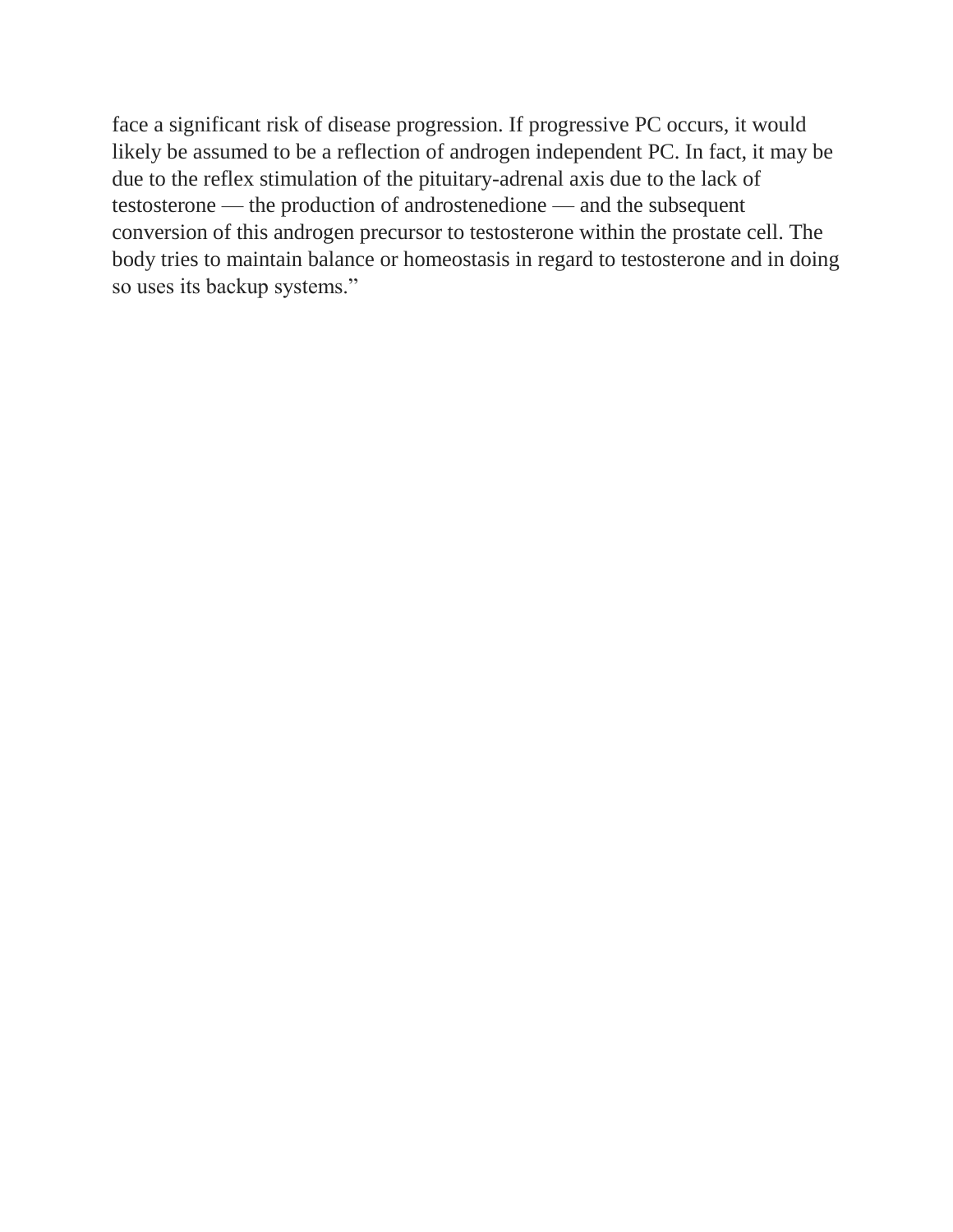face a significant risk of disease progression. If progressive PC occurs, it would likely be assumed to be a reflection of androgen independent PC. In fact, it may be due to the reflex stimulation of the pituitary-adrenal axis due to the lack of testosterone — the production of androstenedione — and the subsequent conversion of this androgen precursor to testosterone within the prostate cell. The body tries to maintain balance or homeostasis in regard to testosterone and in doing so uses its backup systems."